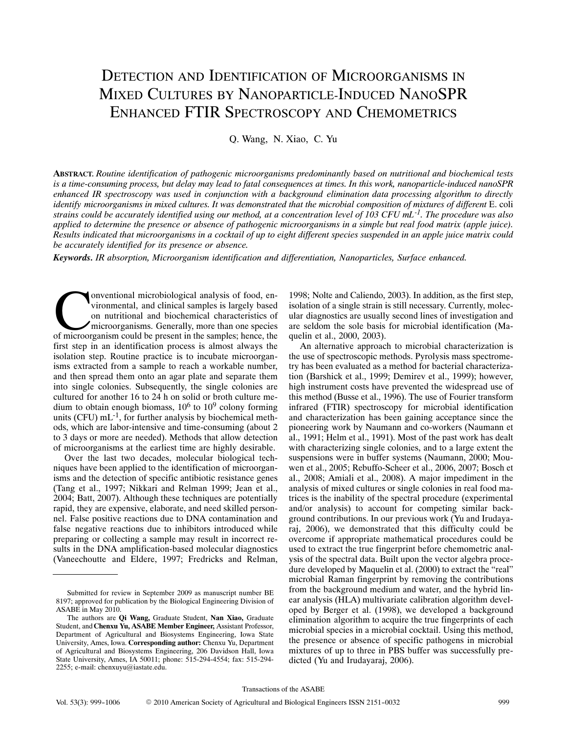# Detection and Identification of Microorganisms in Mixed Cultures by Nanoparticle-Induced NanoSPR Enhanced FTIR Spectroscopy and Chemometrics

Q. Wang, N. Xiao, C. Yu

**Abstract.** *Routine identification of pathogenic microorganisms predominantly based on nutritional and biochemical tests is a time-consuming process, but delay may lead to fatal consequences at times. In this work, nanoparticle-induced nanoSPR enhanced IR spectroscopy was used in conjunction with a background elimination data processing algorithm to directly identify microorganisms in mixed cultures. It was demonstrated that the microbial composition of mixtures of different* E. coli *strains could be accurately identified using our method, at a concentration level of 103 CFU mL$^{-1}$. The procedure was also applied to determine the presence or absence of pathogenic microorganisms in a simple but real food matrix (apple juice). Results indicated that microorganisms in a cocktail of up to eight different species suspended in an apple juice matrix could be accurately identified for its presence or absence.*

***Keywords.*** *IR absorption, Microorganism identification and differentiation, Nanoparticles, Surface enhanced.*

Conventional microbiological analysis of food, environmental, and clinical samples is largely based on nutritional and biochemical characteristics of microorganisms. Generally, more than one species of microorganism could be present in the samples; hence, the first step in an identification process is almost always the isolation step. Routine practice is to incubate microorganisms extracted from a sample to reach a workable number, and then spread them onto an agar plate and separate them into single colonies. Subsequently, the single colonies are cultured for another 16 to 24 h on solid or broth culture medium to obtain enough biomass, $10^6$ to $10^9$ colony forming units (CFU) mL$^{-1}$, for further analysis by biochemical methods, which are labor-intensive and time-consuming (about 2 to 3 days or more are needed). Methods that allow detection of microorganisms at the earliest time are highly desirable.

Over the last two decades, molecular biological techniques have been applied to the identification of microorganisms and the detection of specific antibiotic resistance genes (Tang et al., 1997; Nikkari and Relman 1999; Jean et al., 2004; Batt, 2007). Although these techniques are potentially rapid, they are expensive, elaborate, and need skilled personnel. False positive reactions due to DNA contamination and false negative reactions due to inhibitors introduced while preparing or collecting a sample may result in incorrect results in the DNA amplification-based molecular diagnostics (Vaneechoutte and Eldere, 1997; Fredricks and Relman, 1998; Nolte and Caliendo, 2003). In addition, as the first step, isolation of a single strain is still necessary. Currently, molecular diagnostics are usually second lines of investigation and are seldom the sole basis for microbial identification (Maquelin et al., 2000, 2003).

An alternative approach to microbial characterization is the use of spectroscopic methods. Pyrolysis mass spectrometry has been evaluated as a method for bacterial characterization (Barshick et al., 1999; Demirev et al., 1999); however, high instrument costs have prevented the widespread use of this method (Busse et al., 1996). The use of Fourier transform infrared (FTIR) spectroscopy for microbial identification and characterization has been gaining acceptance since the pioneering work by Naumann and co-workers (Naumann et al., 1991; Helm et al., 1991). Most of the past work has dealt with characterizing single colonies, and to a large extent the suspensions were in buffer systems (Naumann, 2000; Mouwen et al., 2005; Rebuffo-Scheer et al., 2006, 2007; Bosch et al., 2008; Amiali et al., 2008). A major impediment in the analysis of mixed cultures or single colonies in real food matrices is the inability of the spectral procedure (experimental and/or analysis) to account for competing similar background contributions. In our previous work (Yu and Irudayaraj, 2006), we demonstrated that this difficulty could be overcome if appropriate mathematical procedures could be used to extract the true fingerprint before chemometric analysis of the spectral data. Built upon the vector algebra procedure developed by Maquelin et al. (2000) to extract the "real" microbial Raman fingerprint by removing the contributions from the background medium and water, and the hybrid linear analysis (HLA) multivariate calibration algorithm developed by Berger et al. (1998), we developed a background elimination algorithm to acquire the true fingerprints of each microbial species in a microbial cocktail. Using this method, the presence or absence of specific pathogens in microbial mixtures of up to three in PBS buffer was successfully predicted (Yu and Irudayaraj, 2006).

---

Submitted for review in September 2009 as manuscript number BE 8197; approved for publication by the Biological Engineering Division of ASABE in May 2010.

The authors are **Qi Wang,** Graduate Student, **Nan Xiao,** Graduate Student, and **Chenxu Yu, ASABE Member Engineer,** Assistant Professor, Department of Agricultural and Biosystems Engineering, Iowa State University, Ames, Iowa. **Corresponding author:** Chenxu Yu, Department of Agricultural and Biosystems Engineering, 206 Davidson Hall, Iowa State University, Ames, IA 50011; phone: 515-294-4554; fax: 515-294-2255; e-mail: chenxuyu@iastate.edu.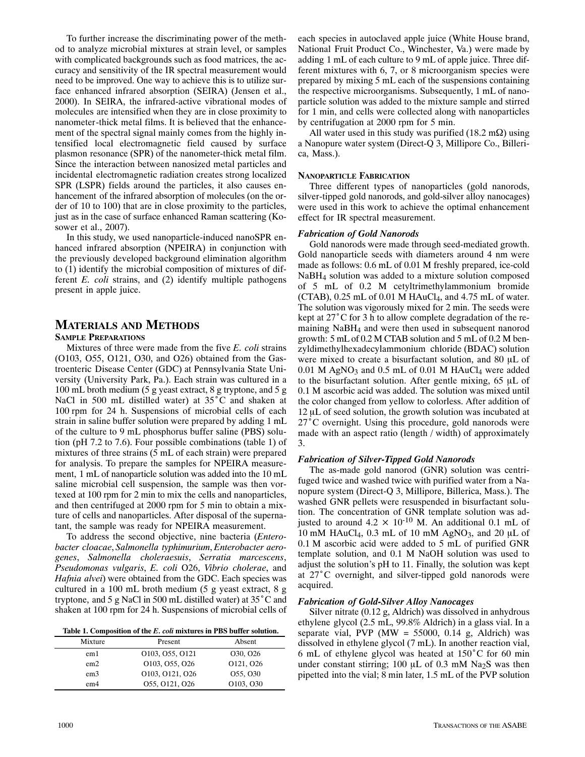To further increase the discriminating power of the method to analyze microbial mixtures at strain level, or samples with complicated backgrounds such as food matrices, the accuracy and sensitivity of the IR spectral measurement would need to be improved. One way to achieve this is to utilize surface enhanced infrared absorption (SEIRA) (Jensen et al., 2000). In SEIRA, the infrared-active vibrational modes of molecules are intensified when they are in close proximity to nanometer-thick metal films. It is believed that the enhancement of the spectral signal mainly comes from the highly intensified local electromagnetic field caused by surface plasmon resonance (SPR) of the nanometer-thick metal film. Since the interaction between nanosized metal particles and incidental electromagnetic radiation creates strong localized SPR (LSPR) fields around the particles, it also causes enhancement of the infrared absorption of molecules (on the order of 10 to 100) that are in close proximity to the particles, just as in the case of surface enhanced Raman scattering (Kosower et al., 2007).

In this study, we used nanoparticle-induced nanoSPR enhanced infrared absorption (NPEIRA) in conjunction with the previously developed background elimination algorithm to (1) identify the microbial composition of mixtures of different *E. coli* strains, and (2) identify multiple pathogens present in apple juice.

# Materials and Methods

## Sample Preparations

Mixtures of three were made from the five *E. coli* strains (O103, O55, O121, O30, and O26) obtained from the Gastroenteric Disease Center (GDC) at Pennsylvania State University (University Park, Pa.). Each strain was cultured in a 100 mL broth medium (5 g yeast extract, 8 g tryptone, and 5 g NaCl in 500 mL distilled water) at 35°C and shaken at 100 rpm for 24 h. Suspensions of microbial cells of each strain in saline buffer solution were prepared by adding 1 mL of the culture to 9 mL phosphorus buffer saline (PBS) solution (pH 7.2 to 7.6). Four possible combinations (table 1) of mixtures of three strains (5 mL of each strain) were prepared for analysis. To prepare the samples for NPEIRA measurement, 1 mL of nanoparticle solution was added into the 10 mL saline microbial cell suspension, the sample was then vortexed at 100 rpm for 2 min to mix the cells and nanoparticles, and then centrifuged at 2000 rpm for 5 min to obtain a mixture of cells and nanoparticles. After disposal of the supernatant, the sample was ready for NPEIRA measurement.

To address the second objective, nine bacteria (*Enterobacter cloacae*, *Salmonella typhimurium*, *Enterobacter aerogenes*, *Salmonella choleraesuis*, *Serratia marcescens*, *Pseudomonas vulgaris*, *E. coli* O26, *Vibrio cholerae*, and *Hafnia alvei*) were obtained from the GDC. Each species was cultured in a 100 mL broth medium (5 g yeast extract, 8 g tryptone, and 5 g NaCl in 500 mL distilled water) at 35°C and shaken at 100 rpm for 24 h. Suspensions of microbial cells of each species in autoclaved apple juice (White House brand, National Fruit Product Co., Winchester, Va.) were made by adding 1 mL of each culture to 9 mL of apple juice. Three different mixtures with 6, 7, or 8 microorganism species were prepared by mixing 5 mL each of the suspensions containing the respective microorganisms. Subsequently, 1 mL of nanoparticle solution was added to the mixture sample and stirred for 1 min, and cells were collected along with nanoparticles by centrifugation at 2000 rpm for 5 min.

**Table 1. Composition of the *E. coli* mixtures in PBS buffer solution.**

| Mixture | Present | Absent |
|---|---|---|
| em1 | O103, O55, O121 | O30, O26 |
| em2 | O103, O55, O26 | O121, O26 |
| em3 | O103, O121, O26 | O55, O30 |
| em4 | O55, O121, O26 | O103, O30 |

All water used in this study was purified (18.2 mΩ) using a Nanopure water system (Direct-Q 3, Millipore Co., Billerica, Mass.).

## Nanoparticle Fabrication

Three different types of nanoparticles (gold nanorods, silver-tipped gold nanorods, and gold-silver alloy nanocages) were used in this work to achieve the optimal enhancement effect for IR spectral measurement.

### *Fabrication of Gold Nanorods*

Gold nanorods were made through seed-mediated growth. Gold nanoparticle seeds with diameters around 4 nm were made as follows: 0.6 mL of 0.01 M freshly prepared, ice-cold $NaBH_4$ solution was added to a mixture solution composed of 5 mL of 0.2 M cetyltrimethylammonium bromide (CTAB), 0.25 mL of 0.01 M $HAuCl_4$, and 4.75 mL of water. The solution was vigorously mixed for 2 min. The seeds were kept at 27°C for 3 h to allow complete degradation of the remaining $NaBH_4$ and were then used in subsequent nanorod growth: 5 mL of 0.2 M CTAB solution and 5 mL of 0.2 M benzyldimethylhexadecylammonium chloride (BDAC) solution were mixed to create a bisurfactant solution, and 80 µL of 0.01 M $AgNO_3$ and 0.5 mL of 0.01 M $HAuCl_4$ were added to the bisurfactant solution. After gentle mixing, 65 µL of 0.1 M ascorbic acid was added. The solution was mixed until the color changed from yellow to colorless. After addition of 12 µL of seed solution, the growth solution was incubated at 27°C overnight. Using this procedure, gold nanorods were made with an aspect ratio (length / width) of approximately 3.

### *Fabrication of Silver-Tipped Gold Nanorods*

The as-made gold nanorod (GNR) solution was centrifuged twice and washed twice with purified water from a Nanopure system (Direct-Q 3, Millipore, Billerica, Mass.). The washed GNR pellets were resuspended in bisurfactant solution. The concentration of GNR template solution was adjusted to around $4.2 \times 10^{-10}$ M. An additional 0.1 mL of 10 mM $HAuCl_4$, 0.3 mL of 10 mM $AgNO_3$, and 20 µL of 0.1 M ascorbic acid were added to 5 mL of purified GNR template solution, and 0.1 M NaOH solution was used to adjust the solution's pH to 11. Finally, the solution was kept at 27°C overnight, and silver-tipped gold nanorods were acquired.

### *Fabrication of Gold-Silver Alloy Nanocages*

Silver nitrate (0.12 g, Aldrich) was dissolved in anhydrous ethylene glycol (2.5 mL, 99.8% Aldrich) in a glass vial. In a separate vial, PVP (MW = 55000, 0.14 g, Aldrich) was dissolved in ethylene glycol (7 mL). In another reaction vial, 6 mL of ethylene glycol was heated at 150°C for 60 min under constant stirring; 100 µL of 0.3 mM $Na_2S$ was then pipetted into the vial; 8 min later, 1.5 mL of the PVP solution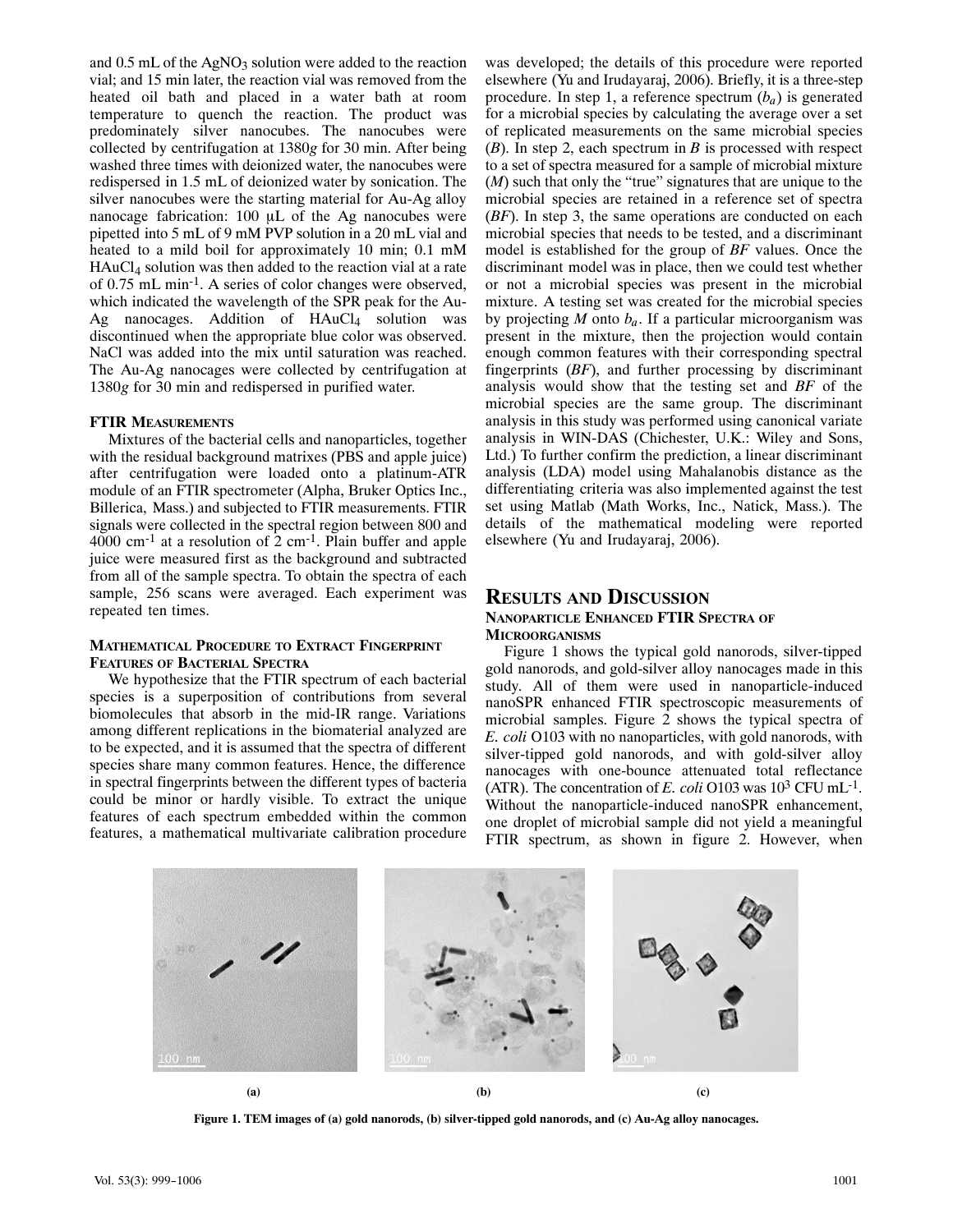and 0.5 mL of the $AgNO_3$ solution were added to the reaction vial; and 15 min later, the reaction vial was removed from the heated oil bath and placed in a water bath at room temperature to quench the reaction. The product was predominately silver nanocubes. The nanocubes were collected by centrifugation at 1380*g* for 30 min. After being washed three times with deionized water, the nanocubes were redispersed in 1.5 mL of deionized water by sonication. The silver nanocubes were the starting material for Au-Ag alloy nanocage fabrication: 100 μL of the Ag nanocubes were pipetted into 5 mL of 9 mM PVP solution in a 20 mL vial and heated to a mild boil for approximately 10 min; 0.1 mM $HAuCl_4$ solution was then added to the reaction vial at a rate of 0.75 mL $min^{-1}$. A series of color changes were observed, which indicated the wavelength of the SPR peak for the Au-Ag nanocages. Addition of $HAuCl_4$ solution was discontinued when the appropriate blue color was observed. NaCl was added into the mix until saturation was reached. The Au-Ag nanocages were collected by centrifugation at 1380*g* for 30 min and redispersed in purified water.

### FTIR Measurements

Mixtures of the bacterial cells and nanoparticles, together with the residual background matrixes (PBS and apple juice) after centrifugation were loaded onto a platinum-ATR module of an FTIR spectrometer (Alpha, Bruker Optics Inc., Billerica, Mass.) and subjected to FTIR measurements. FTIR signals were collected in the spectral region between 800 and 4000 $cm^{-1}$ at a resolution of 2 $cm^{-1}$. Plain buffer and apple juice were measured first as the background and subtracted from all of the sample spectra. To obtain the spectra of each sample, 256 scans were averaged. Each experiment was repeated ten times.

### Mathematical Procedure to Extract Fingerprint Features of Bacterial Spectra

We hypothesize that the FTIR spectrum of each bacterial species is a superposition of contributions from several biomolecules that absorb in the mid-IR range. Variations among different replications in the biomaterial analyzed are to be expected, and it is assumed that the spectra of different species share many common features. Hence, the difference in spectral fingerprints between the different types of bacteria could be minor or hardly visible. To extract the unique features of each spectrum embedded within the common features, a mathematical multivariate calibration procedure was developed; the details of this procedure were reported elsewhere (Yu and Irudayaraj, 2006). Briefly, it is a three-step procedure. In step 1, a reference spectrum ($b_a$) is generated for a microbial species by calculating the average over a set of replicated measurements on the same microbial species ($B$). In step 2, each spectrum in $B$ is processed with respect to a set of spectra measured for a sample of microbial mixture ($M$) such that only the "true" signatures that are unique to the microbial species are retained in a reference set of spectra ($BF$). In step 3, the same operations are conducted on each microbial species that needs to be tested, and a discriminant model is established for the group of $BF$ values. Once the discriminant model was in place, then we could test whether or not a microbial species was present in the microbial mixture. A testing set was created for the microbial species by projecting $M$ onto $b_a$. If a particular microorganism was present in the mixture, then the projection would contain enough common features with their corresponding spectral fingerprints ($BF$), and further processing by discriminant analysis would show that the testing set and $BF$ of the microbial species are the same group. The discriminant analysis in this study was performed using canonical variate analysis in WIN-DAS (Chichester, U.K.: Wiley and Sons, Ltd.) To further confirm the prediction, a linear discriminant analysis (LDA) model using Mahalanobis distance as the differentiating criteria was also implemented against the test set using Matlab (Math Works, Inc., Natick, Mass.). The details of the mathematical modeling were reported elsewhere (Yu and Irudayaraj, 2006).

## Results and Discussion

### Nanoparticle Enhanced FTIR Spectra of Microorganisms

Figure 1 shows the typical gold nanorods, silver-tipped gold nanorods, and gold-silver alloy nanocages made in this study. All of them were used in nanoparticle-induced nanoSPR enhanced FTIR spectroscopic measurements of microbial samples. Figure 2 shows the typical spectra of *E. coli* O103 with no nanoparticles, with gold nanorods, with silver-tipped gold nanorods, and with gold-silver alloy nanocages with one-bounce attenuated total reflectance (ATR). The concentration of *E. coli* O103 was $10^3$ CFU $mL^{-1}$. Without the nanoparticle-induced nanoSPR enhancement, one droplet of microbial sample did not yield a meaningful FTIR spectrum, as shown in figure 2. However, when

100 nm

100 nm

100 nm

(a) (b) (c)

**Figure 1. TEM images of (a) gold nanorods, (b) silver-tipped gold nanorods, and (c) Au-Ag alloy nanocages.**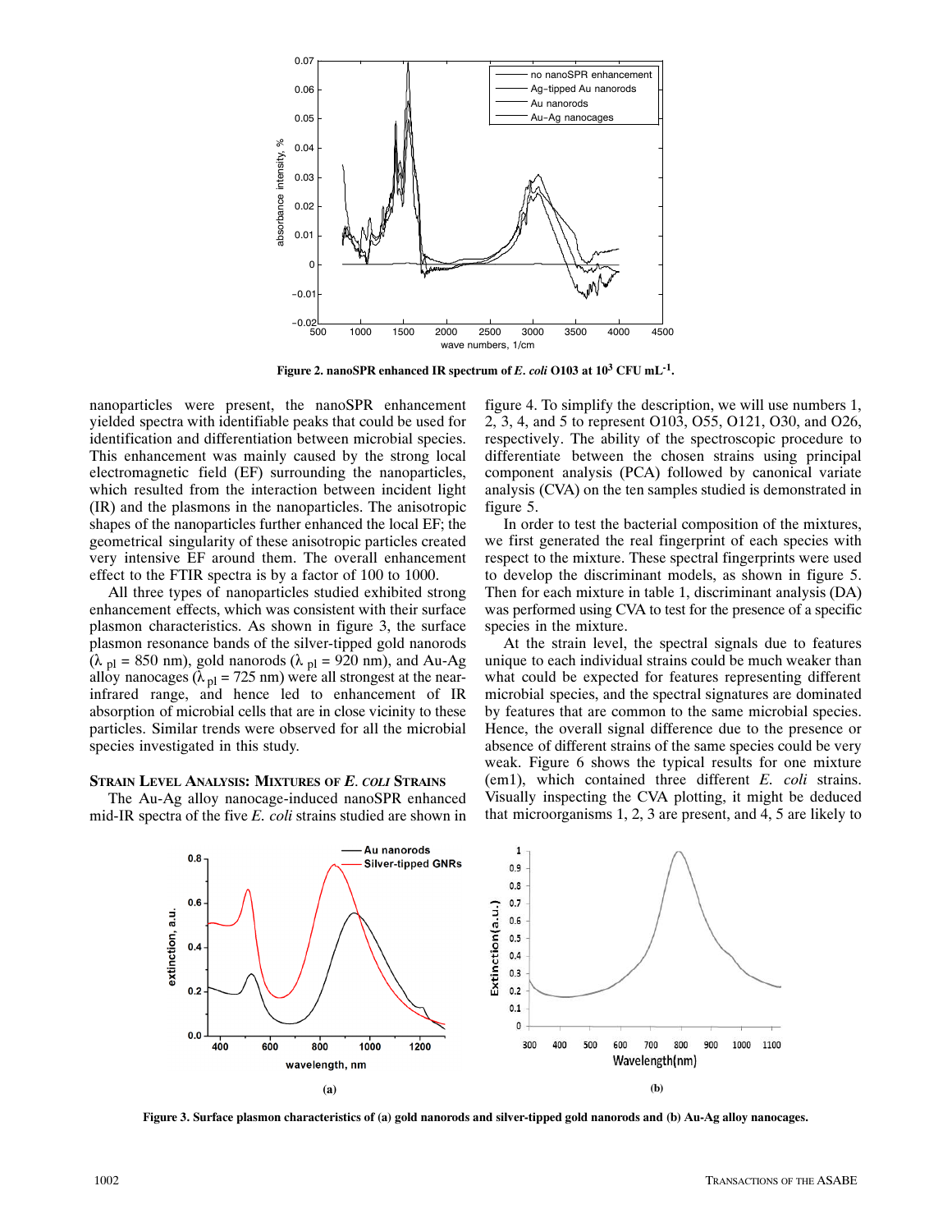Figure 2. nanoSPR enhanced IR spectrum of *E. coli* O103 at $10^3$ CFU mL$^{-1}$.

nanoparticles were present, the nanoSPR enhancement yielded spectra with identifiable peaks that could be used for identification and differentiation between microbial species. This enhancement was mainly caused by the strong local electromagnetic field (EF) surrounding the nanoparticles, which resulted from the interaction between incident light (IR) and the plasmons in the nanoparticles. The anisotropic shapes of the nanoparticles further enhanced the local EF; the geometrical singularity of these anisotropic particles created very intensive EF around them. The overall enhancement effect to the FTIR spectra is by a factor of 100 to 1000.

All three types of nanoparticles studied exhibited strong enhancement effects, which was consistent with their surface plasmon characteristics. As shown in figure 3, the surface plasmon resonance bands of the silver-tipped gold nanorods ($\lambda_{pl}$ = 850 nm), gold nanorods ($\lambda_{pl}$ = 920 nm), and Au-Ag alloy nanocages ($\lambda_{pl}$ = 725 nm) were all strongest at the near-infrared range, and hence led to enhancement of IR absorption of microbial cells that are in close vicinity to these particles. Similar trends were observed for all the microbial species investigated in this study.

### Strain Level Analysis: Mixtures of *E. coli* Strains

The Au-Ag alloy nanocage-induced nanoSPR enhanced mid-IR spectra of the five *E. coli* strains studied are shown in figure 4. To simplify the description, we will use numbers 1, 2, 3, 4, and 5 to represent O103, O55, O121, O30, and O26, respectively. The ability of the spectroscopic procedure to differentiate between the chosen strains using principal component analysis (PCA) followed by canonical variate analysis (CVA) on the ten samples studied is demonstrated in figure 5.

In order to test the bacterial composition of the mixtures, we first generated the real fingerprint of each species with respect to the mixture. These spectral fingerprints were used to develop the discriminant models, as shown in figure 5. Then for each mixture in table 1, discriminant analysis (DA) was performed using CVA to test for the presence of a specific species in the mixture.

At the strain level, the spectral signals due to features unique to each individual strains could be much weaker than what could be expected for features representing different microbial species, and the spectral signatures are dominated by features that are common to the same microbial species. Hence, the overall signal difference due to the presence or absence of different strains of the same species could be very weak. Figure 6 shows the typical results for one mixture (em1), which contained three different *E. coli* strains. Visually inspecting the CVA plotting, it might be deduced that microorganisms 1, 2, 3 are present, and 4, 5 are likely to

Figure 3. Surface plasmon characteristics of (a) gold nanorods and silver-tipped gold nanorods and (b) Au-Ag alloy nanocages.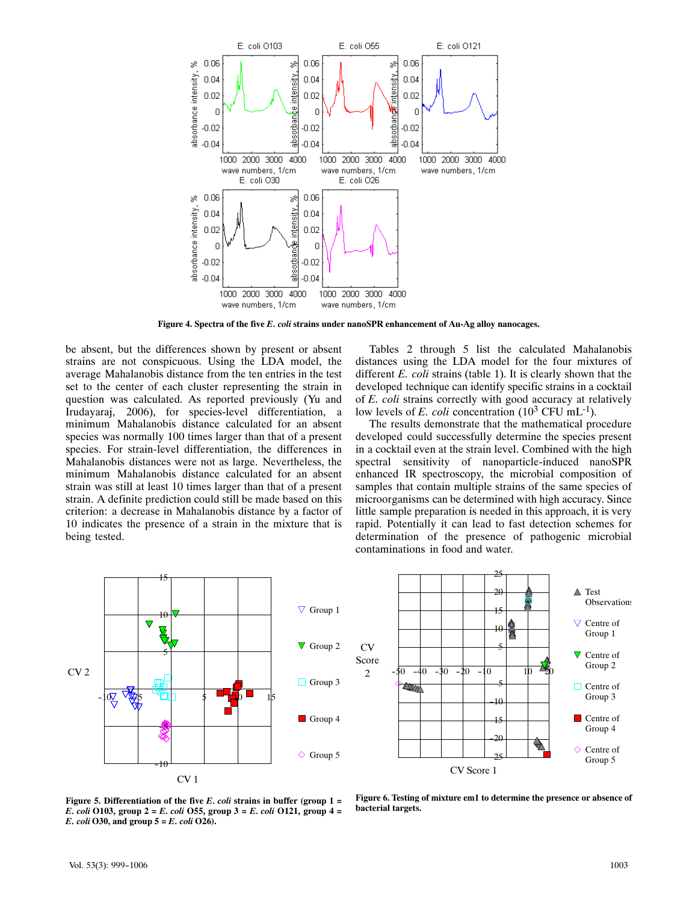**Figure 4. Spectra of the five *E. coli* strains under nanoSPR enhancement of Au-Ag alloy nanocages.**

be absent, but the differences shown by present or absent strains are not conspicuous. Using the LDA model, the average Mahalanobis distance from the ten entries in the test set to the center of each cluster representing the strain in question was calculated. As reported previously (Yu and Irudayaraj, 2006), for species-level differentiation, a minimum Mahalanobis distance calculated for an absent species was normally 100 times larger than that of a present species. For strain-level differentiation, the differences in Mahalanobis distances were not as large. Nevertheless, the minimum Mahalanobis distance calculated for an absent strain was still at least 10 times larger than that of a present strain. A definite prediction could still be made based on this criterion: a decrease in Mahalanobis distance by a factor of 10 indicates the presence of a strain in the mixture that is being tested.

Tables 2 through 5 list the calculated Mahalanobis distances using the LDA model for the four mixtures of different *E. coli* strains (table 1). It is clearly shown that the developed technique can identify specific strains in a cocktail of *E. coli* strains correctly with good accuracy at relatively low levels of *E. coli* concentration ($10^3$ CFU $mL^{-1}$).

The results demonstrate that the mathematical procedure developed could successfully determine the species present in a cocktail even at the strain level. Combined with the high spectral sensitivity of nanoparticle-induced nanoSPR enhanced IR spectroscopy, the microbial composition of samples that contain multiple strains of the same species of microorganisms can be determined with high accuracy. Since little sample preparation is needed in this approach, it is very rapid. Potentially it can lead to fast detection schemes for determination of the presence of pathogenic microbial contaminations in food and water.

**Figure 5. Differentiation of the five *E. coli* strains in buffer (group 1 = *E. coli* O103, group 2 = *E. coli* O55, group 3 = *E. coli* O121, group 4 = *E. coli* O30, and group 5 = *E. coli* O26).**

**Figure 6. Testing of mixture em1 to determine the presence or absence of bacterial targets.**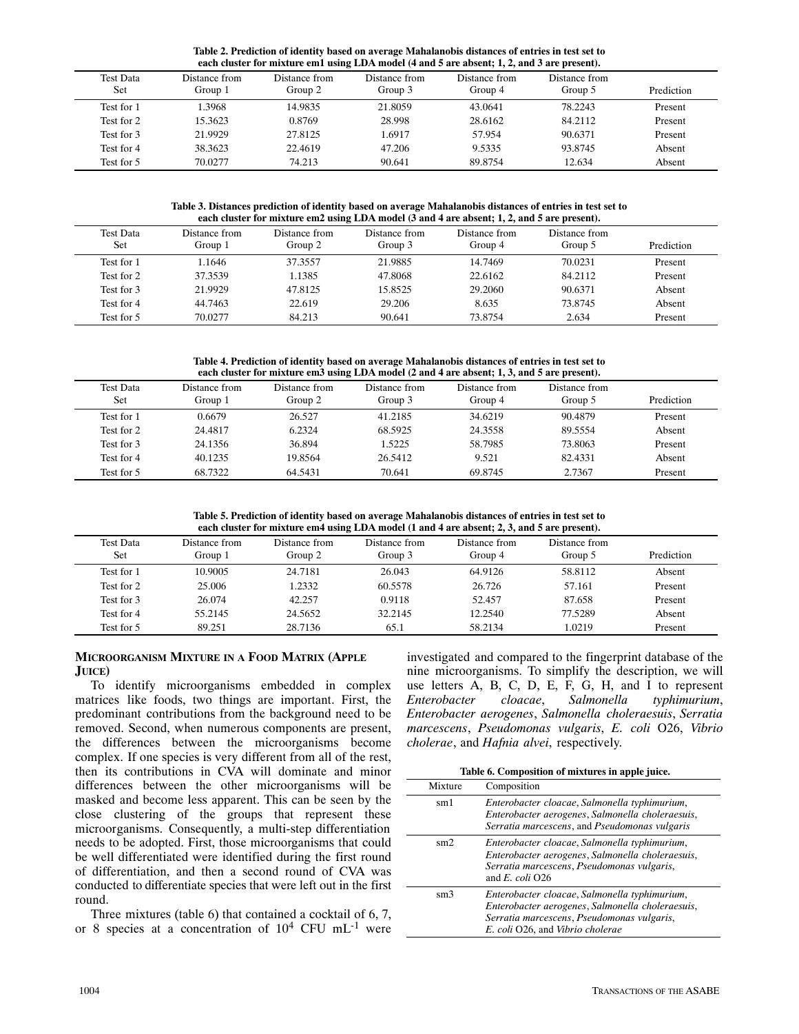Table 2. Prediction of identity based on average Mahalanobis distances of entries in test set to each cluster for mixture em1 using LDA model (4 and 5 are absent; 1, 2, and 3 are present).

| Test Data Set | Distance from Group 1 | Distance from Group 2 | Distance from Group 3 | Distance from Group 4 | Distance from Group 5 | Prediction |
|---|---|---|---|---|---|---|
| Test for 1 | 1.3968 | 14.9835 | 21.8059 | 43.0641 | 78.2243 | Present |
| Test for 2 | 15.3623 | 0.8769 | 28.998 | 28.6162 | 84.2112 | Present |
| Test for 3 | 21.9929 | 27.8125 | 1.6917 | 57.954 | 90.6371 | Present |
| Test for 4 | 38.3623 | 22.4619 | 47.206 | 9.5335 | 93.8745 | Absent |
| Test for 5 | 70.0277 | 74.213 | 90.641 | 89.8754 | 12.634 | Absent |

Table 3. Distances prediction of identity based on average Mahalanobis distances of entries in test set to each cluster for mixture em2 using LDA model (3 and 4 are absent; 1, 2, and 5 are present).

| Test Data Set | Distance from Group 1 | Distance from Group 2 | Distance from Group 3 | Distance from Group 4 | Distance from Group 5 | Prediction |
|---|---|---|---|---|---|---|
| Test for 1 | 1.1646 | 37.3557 | 21.9885 | 14.7469 | 70.0231 | Present |
| Test for 2 | 37.3539 | 1.1385 | 47.8068 | 22.6162 | 84.2112 | Present |
| Test for 3 | 21.9929 | 47.8125 | 15.8525 | 29.2060 | 90.6371 | Absent |
| Test for 4 | 44.7463 | 22.619 | 29.206 | 8.635 | 73.8745 | Absent |
| Test for 5 | 70.0277 | 84.213 | 90.641 | 73.8754 | 2.634 | Present |

Table 4. Prediction of identity based on average Mahalanobis distances of entries in test set to each cluster for mixture em3 using LDA model (2 and 4 are absent; 1, 3, and 5 are present).

| Test Data Set | Distance from Group 1 | Distance from Group 2 | Distance from Group 3 | Distance from Group 4 | Distance from Group 5 | Prediction |
|---|---|---|---|---|---|---|
| Test for 1 | 0.6679 | 26.527 | 41.2185 | 34.6219 | 90.4879 | Present |
| Test for 2 | 24.4817 | 6.2324 | 68.5925 | 24.3558 | 89.5554 | Absent |
| Test for 3 | 24.1356 | 36.894 | 1.5225 | 58.7985 | 73.8063 | Present |
| Test for 4 | 40.1235 | 19.8564 | 26.5412 | 9.521 | 82.4331 | Absent |
| Test for 5 | 68.7322 | 64.5431 | 70.641 | 69.8745 | 2.7367 | Present |

Table 5. Prediction of identity based on average Mahalanobis distances of entries in test set to each cluster for mixture em4 using LDA model (1 and 4 are absent; 2, 3, and 5 are present).

| Test Data Set | Distance from Group 1 | Distance from Group 2 | Distance from Group 3 | Distance from Group 4 | Distance from Group 5 | Prediction |
|---|---|---|---|---|---|---|
| Test for 1 | 10.9005 | 24.7181 | 26.043 | 64.9126 | 58.8112 | Absent |
| Test for 2 | 25.006 | 1.2332 | 60.5578 | 26.726 | 57.161 | Present |
| Test for 3 | 26.074 | 42.257 | 0.9118 | 52.457 | 87.658 | Present |
| Test for 4 | 55.2145 | 24.5652 | 32.2145 | 12.2540 | 77.5289 | Absent |
| Test for 5 | 89.251 | 28.7136 | 65.1 | 58.2134 | 1.0219 | Present |

## Microorganism Mixture in a Food Matrix (Apple Juice)

To identify microorganisms embedded in complex matrices like foods, two things are important. First, the predominant contributions from the background need to be removed. Second, when numerous components are present, the differences between the microorganisms become complex. If one species is very different from all of the rest, then its contributions in CVA will dominate and minor differences between the other microorganisms will be masked and become less apparent. This can be seen by the close clustering of the groups that represent these microorganisms. Consequently, a multi-step differentiation needs to be adopted. First, those microorganisms that could be well differentiated were identified during the first round of differentiation, and then a second round of CVA was conducted to differentiate species that were left out in the first round.

Three mixtures (table 6) that contained a cocktail of 6, 7, or 8 species at a concentration of $10^4$ CFU mL$^{-1}$ were investigated and compared to the fingerprint database of the nine microorganisms. To simplify the description, we will use letters A, B, C, D, E, F, G, H, and I to represent *Enterobacter cloacae*, *Salmonella typhimurium*, *Enterobacter aerogenes*, *Salmonella choleraesuis*, *Serratia marcescens*, *Pseudomonas vulgaris*, *E. coli* O26, *Vibrio cholerae*, and *Hafnia alvei*, respectively.

Table 6. Composition of mixtures in apple juice.

| Mixture | Composition |
|---|---|
| sm1 | *Enterobacter cloacae*, *Salmonella typhimurium*, *Enterobacter aerogenes*, *Salmonella choleraesuis*, *Serratia marcescens*, and *Pseudomonas vulgaris* |
| sm2 | *Enterobacter cloacae*, *Salmonella typhimurium*, *Enterobacter aerogenes*, *Salmonella choleraesuis*, *Serratia marcescens*, *Pseudomonas vulgaris*, and *E. coli* O26 |
| sm3 | *Enterobacter cloacae*, *Salmonella typhimurium*, *Enterobacter aerogenes*, *Salmonella choleraesuis*, *Serratia marcescens*, *Pseudomonas vulgaris*, *E. coli* O26, and *Vibrio cholerae* |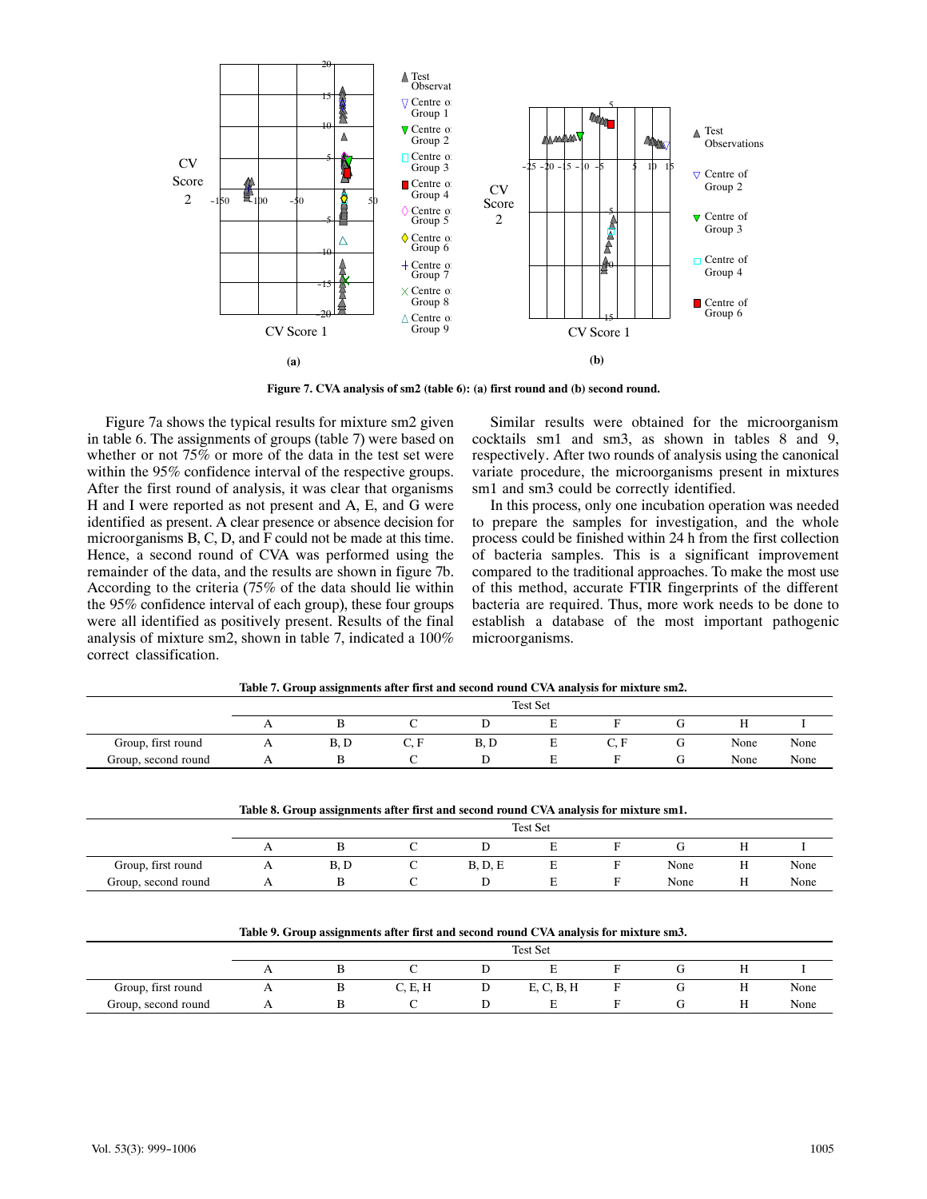Figure 7. CVA analysis of sm2 (table 6): (a) first round and (b) second round.

Figure 7a shows the typical results for mixture sm2 given in table 6. The assignments of groups (table 7) were based on whether or not 75% or more of the data in the test set were within the 95% confidence interval of the respective groups. After the first round of analysis, it was clear that organisms H and I were reported as not present and A, E, and G were identified as present. A clear presence or absence decision for microorganisms B, C, D, and F could not be made at this time. Hence, a second round of CVA was performed using the remainder of the data, and the results are shown in figure 7b. According to the criteria (75% of the data should lie within the 95% confidence interval of each group), these four groups were all identified as positively present. Results of the final analysis of mixture sm2, shown in table 7, indicated a 100% correct classification.

Similar results were obtained for the microorganism cocktails sm1 and sm3, as shown in tables 8 and 9, respectively. After two rounds of analysis using the canonical variate procedure, the microorganisms present in mixtures sm1 and sm3 could be correctly identified.

In this process, only one incubation operation was needed to prepare the samples for investigation, and the whole process could be finished within 24 h from the first collection of bacteria samples. This is a significant improvement compared to the traditional approaches. To make the most use of this method, accurate FTIR fingerprints of the different bacteria are required. Thus, more work needs to be done to establish a database of the most important pathogenic microorganisms.

**Table 7. Group assignments after first and second round CVA analysis for mixture sm2.**

| | Test Set | | | | | | | | |
|---|---|---|---|---|---|---|---|---|---|
| | A | B | C | D | E | F | G | H | I |
| Group, first round | A | B, D | C, F | B, D | E | C, F | G | None | None |
| Group, second round | A | B | C | D | E | F | G | None | None |

**Table 8. Group assignments after first and second round CVA analysis for mixture sm1.**

| | Test Set | | | | | | | | |
|---|---|---|---|---|---|---|---|---|---|
| | A | B | C | D | E | F | G | H | I |
| Group, first round | A | B, D | C | B, D, E | E | F | None | H | None |
| Group, second round | A | B | C | D | E | F | None | H | None |

**Table 9. Group assignments after first and second round CVA analysis for mixture sm3.**

| | Test Set | | | | | | | | |
|---|---|---|---|---|---|---|---|---|---|
| | A | B | C | D | E | F | G | H | I |
| Group, first round | A | B | C, E, H | D | E, C, B, H | F | G | H | None |
| Group, second round | A | B | C | D | E | F | G | H | None |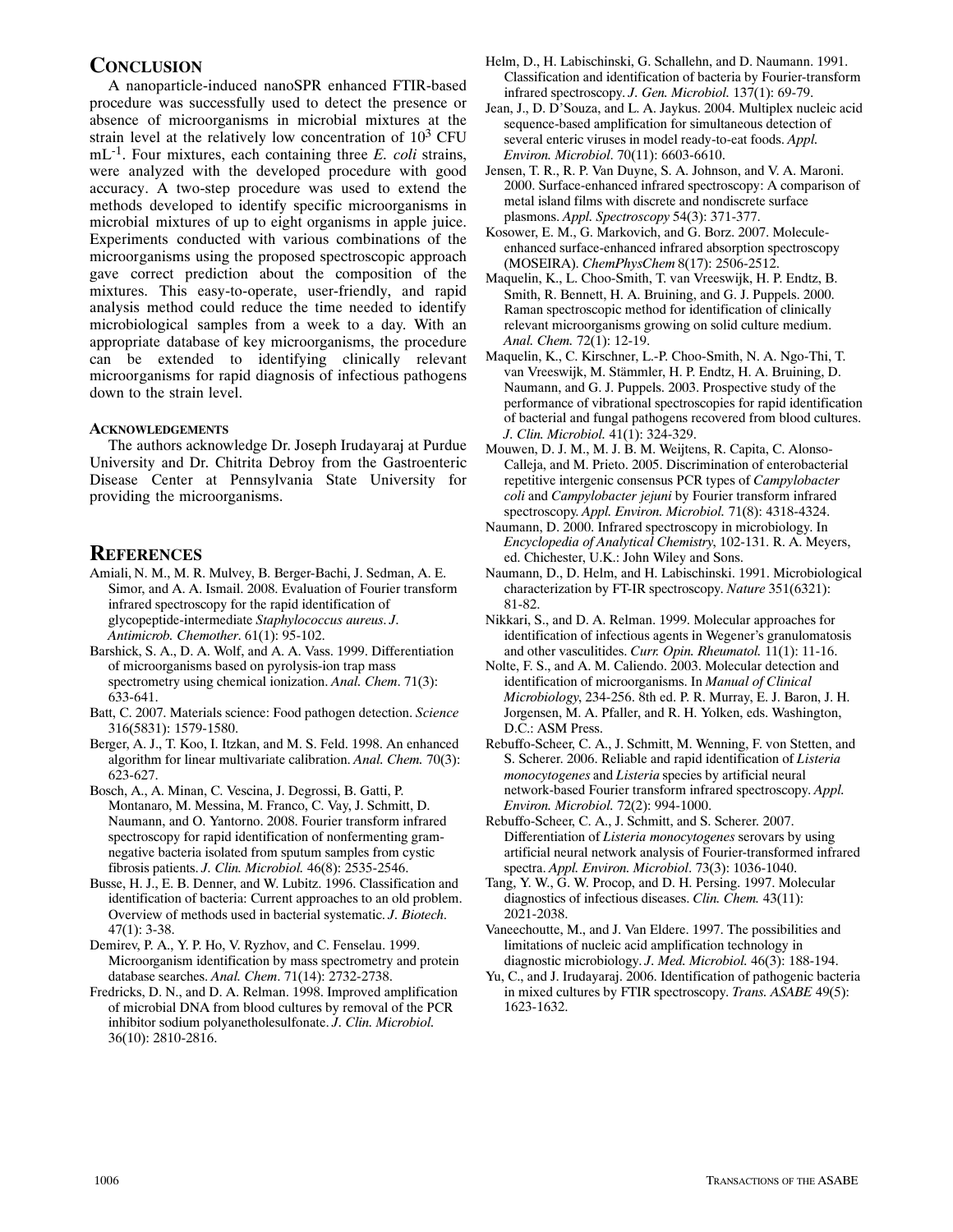## Conclusion

A nanoparticle-induced nanoSPR enhanced FTIR-based procedure was successfully used to detect the presence or absence of microorganisms in microbial mixtures at the strain level at the relatively low concentration of $10^3$ CFU $mL^{-1}$. Four mixtures, each containing three *E. coli* strains, were analyzed with the developed procedure with good accuracy. A two-step procedure was used to extend the methods developed to identify specific microorganisms in microbial mixtures of up to eight organisms in apple juice. Experiments conducted with various combinations of the microorganisms using the proposed spectroscopic approach gave correct prediction about the composition of the mixtures. This easy-to-operate, user-friendly, and rapid analysis method could reduce the time needed to identify microbiological samples from a week to a day. With an appropriate database of key microorganisms, the procedure can be extended to identifying clinically relevant microorganisms for rapid diagnosis of infectious pathogens down to the strain level.

#### Acknowledgements

The authors acknowledge Dr. Joseph Irudayaraj at Purdue University and Dr. Chitrita Debroy from the Gastroenteric Disease Center at Pennsylvania State University for providing the microorganisms.

## References

Amiali, N. M., M. R. Mulvey, B. Berger-Bachi, J. Sedman, A. E. Simor, and A. A. Ismail. 2008. Evaluation of Fourier transform infrared spectroscopy for the rapid identification of glycopeptide-intermediate *Staphylococcus aureus*. *J. Antimicrob. Chemother.* 61(1): 95-102.

Barshick, S. A., D. A. Wolf, and A. A. Vass. 1999. Differentiation of microorganisms based on pyrolysis-ion trap mass spectrometry using chemical ionization. *Anal. Chem.* 71(3): 633-641.

Batt, C. 2007. Materials science: Food pathogen detection. *Science* 316(5831): 1579-1580.

Berger, A. J., T. Koo, I. Itzkan, and M. S. Feld. 1998. An enhanced algorithm for linear multivariate calibration. *Anal. Chem.* 70(3): 623-627.

Bosch, A., A. Minan, C. Vescina, J. Degrossi, B. Gatti, P. Montanaro, M. Messina, M. Franco, C. Vay, J. Schmitt, D. Naumann, and O. Yantorno. 2008. Fourier transform infrared spectroscopy for rapid identification of nonfermenting gram-negative bacteria isolated from sputum samples from cystic fibrosis patients. *J. Clin. Microbiol.* 46(8): 2535-2546.

Busse, H. J., E. B. Denner, and W. Lubitz. 1996. Classification and identification of bacteria: Current approaches to an old problem. Overview of methods used in bacterial systematic. *J. Biotech.* 47(1): 3-38.

Demirev, P. A., Y. P. Ho, V. Ryzhov, and C. Fenselau. 1999. Microorganism identification by mass spectrometry and protein database searches. *Anal. Chem.* 71(14): 2732-2738.

Fredricks, D. N., and D. A. Relman. 1998. Improved amplification of microbial DNA from blood cultures by removal of the PCR inhibitor sodium polyanetholesulfonate. *J. Clin. Microbiol.* 36(10): 2810-2816.

Helm, D., H. Labischinski, G. Schallehn, and D. Naumann. 1991. Classification and identification of bacteria by Fourier-transform infrared spectroscopy. *J. Gen. Microbiol.* 137(1): 69-79.

Jean, J., D. D'Souza, and L. A. Jaykus. 2004. Multiplex nucleic acid sequence-based amplification for simultaneous detection of several enteric viruses in model ready-to-eat foods. *Appl. Environ. Microbiol.* 70(11): 6603-6610.

Jensen, T. R., R. P. Van Duyne, S. A. Johnson, and V. A. Maroni. 2000. Surface-enhanced infrared spectroscopy: A comparison of metal island films with discrete and nondiscrete surface plasmons. *Appl. Spectroscopy* 54(3): 371-377.

Kosower, E. M., G. Markovich, and G. Borz. 2007. Molecule-enhanced surface-enhanced infrared absorption spectroscopy (MOSEIRA). *ChemPhysChem* 8(17): 2506-2512.

Maquelin, K., L. Choo-Smith, T. van Vreeswijk, H. P. Endtz, B. Smith, R. Bennett, H. A. Bruining, and G. J. Puppels. 2000. Raman spectroscopic method for identification of clinically relevant microorganisms growing on solid culture medium. *Anal. Chem.* 72(1): 12-19.

Maquelin, K., C. Kirschner, L.-P. Choo-Smith, N. A. Ngo-Thi, T. van Vreeswijk, M. Stämmler, H. P. Endtz, H. A. Bruining, D. Naumann, and G. J. Puppels. 2003. Prospective study of the performance of vibrational spectroscopies for rapid identification of bacterial and fungal pathogens recovered from blood cultures. *J. Clin. Microbiol.* 41(1): 324-329.

Mouwen, D. J. M., M. J. B. M. Weijtens, R. Capita, C. Alonso-Calleja, and M. Prieto. 2005. Discrimination of enterobacterial repetitive intergenic consensus PCR types of *Campylobacter coli* and *Campylobacter jejuni* by Fourier transform infrared spectroscopy. *Appl. Environ. Microbiol.* 71(8): 4318-4324.

Naumann, D. 2000. Infrared spectroscopy in microbiology. In *Encyclopedia of Analytical Chemistry*, 102-131. R. A. Meyers, ed. Chichester, U.K.: John Wiley and Sons.

Naumann, D., D. Helm, and H. Labischinski. 1991. Microbiological characterization by FT-IR spectroscopy. *Nature* 351(6321): 81-82.

Nikkari, S., and D. A. Relman. 1999. Molecular approaches for identification of infectious agents in Wegener's granulomatosis and other vasculitides. *Curr. Opin. Rheumatol.* 11(1): 11-16.

Nolte, F. S., and A. M. Caliendo. 2003. Molecular detection and identification of microorganisms. In *Manual of Clinical Microbiology*, 234-256. 8th ed. P. R. Murray, E. J. Baron, J. H. Jorgensen, M. A. Pfaller, and R. H. Yolken, eds. Washington, D.C.: ASM Press.

Rebuffo-Scheer, C. A., J. Schmitt, M. Wenning, F. von Stetten, and S. Scherer. 2006. Reliable and rapid identification of *Listeria monocytogenes* and *Listeria* species by artificial neural network-based Fourier transform infrared spectroscopy. *Appl. Environ. Microbiol.* 72(2): 994-1000.

Rebuffo-Scheer, C. A., J. Schmitt, and S. Scherer. 2007. Differentiation of *Listeria monocytogenes* serovars by using artificial neural network analysis of Fourier-transformed infrared spectra. *Appl. Environ. Microbiol.* 73(3): 1036-1040.

Tang, Y. W., G. W. Procop, and D. H. Persing. 1997. Molecular diagnostics of infectious diseases. *Clin. Chem.* 43(11): 2021-2038.

Vaneechoutte, M., and J. Van Eldere. 1997. The possibilities and limitations of nucleic acid amplification technology in diagnostic microbiology. *J. Med. Microbiol.* 46(3): 188-194.

Yu, C., and J. Irudayaraj. 2006. Identification of pathogenic bacteria in mixed cultures by FTIR spectroscopy. *Trans. ASABE* 49(5): 1623-1632.